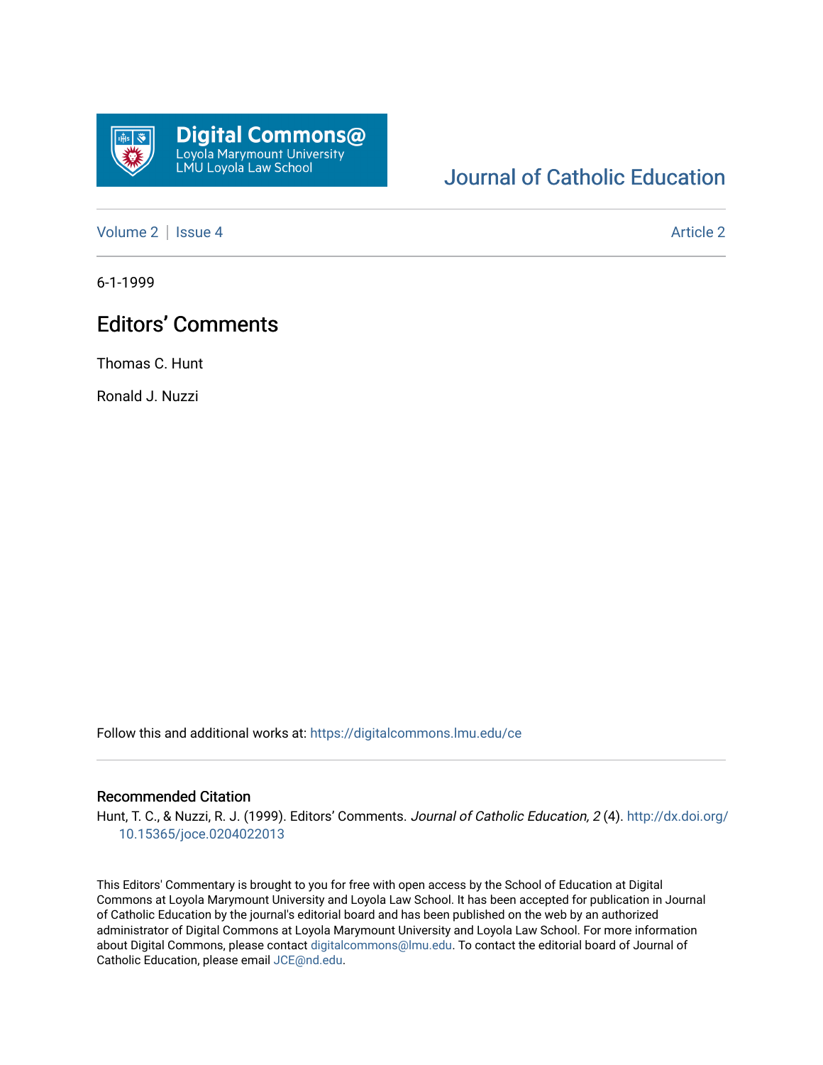Digital Commons@ Loyola Marymount University LMU Loyola Law School

Journal of Catholic Education

Volume 2 | Issue 4 | Article 2

6-1-1999

# Editors' Comments

Thomas C. Hunt

Ronald J. Nuzzi

Follow this and additional works at: https://digitalcommons.lmu.edu/ce

## Recommended Citation

Hunt, T. C., & Nuzzi, R. J. (1999). Editors' Comments. *Journal of Catholic Education, 2* (4). http://dx.doi.org/10.15365/joce.0204022013

This Editors' Commentary is brought to you for free with open access by the School of Education at Digital Commons at Loyola Marymount University and Loyola Law School. It has been accepted for publication in Journal of Catholic Education by the journal's editorial board and has been published on the web by an authorized administrator of Digital Commons at Loyola Marymount University and Loyola Law School. For more information about Digital Commons, please contact digitalcommons@lmu.edu. To contact the editorial board of Journal of Catholic Education, please email JCE@nd.edu.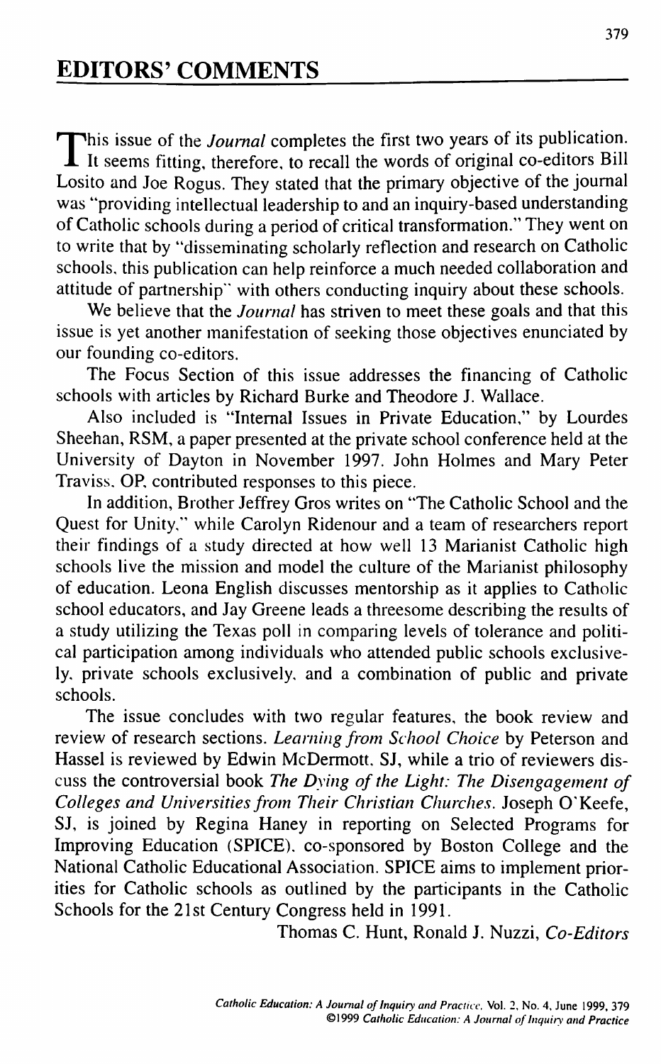## EDITORS' COMMENTS

This issue of the *Journal* completes the first two years of its publication. It seems fitting, therefore, to recall the words of original co-editors Bill Losito and Joe Rogus. They stated that the primary objective of the journal was "providing intellectual leadership to and an inquiry-based understanding of Catholic schools during a period of critical transformation." They went on to write that by "disseminating scholarly reflection and research on Catholic schools, this publication can help reinforce a much needed collaboration and attitude of partnership" with others conducting inquiry about these schools.

We believe that the *Journal* has striven to meet these goals and that this issue is yet another manifestation of seeking those objectives enunciated by our founding co-editors.

The Focus Section of this issue addresses the financing of Catholic schools with articles by Richard Burke and Theodore J. Wallace.

Also included is "Internal Issues in Private Education," by Lourdes Sheehan, RSM, a paper presented at the private school conference held at the University of Dayton in November 1997. John Holmes and Mary Peter Traviss, OP, contributed responses to this piece.

In addition, Brother Jeffrey Gros writes on "The Catholic School and the Quest for Unity," while Carolyn Ridenour and a team of researchers report their findings of a study directed at how well 13 Marianist Catholic high schools live the mission and model the culture of the Marianist philosophy of education. Leona English discusses mentorship as it applies to Catholic school educators, and Jay Greene leads a threesome describing the results of a study utilizing the Texas poll in comparing levels of tolerance and political participation among individuals who attended public schools exclusively, private schools exclusively, and a combination of public and private schools.

The issue concludes with two regular features, the book review and review of research sections. *Learning from School Choice* by Peterson and Hassel is reviewed by Edwin McDermott, SJ, while a trio of reviewers discuss the controversial book *The Dying of the Light: The Disengagement of Colleges and Universities from Their Christian Churches*. Joseph O'Keefe, SJ, is joined by Regina Haney in reporting on Selected Programs for Improving Education (SPICE), co-sponsored by Boston College and the National Catholic Educational Association. SPICE aims to implement priorities for Catholic schools as outlined by the participants in the Catholic Schools for the 21st Century Congress held in 1991.

Thomas C. Hunt, Ronald J. Nuzzi, *Co-Editors*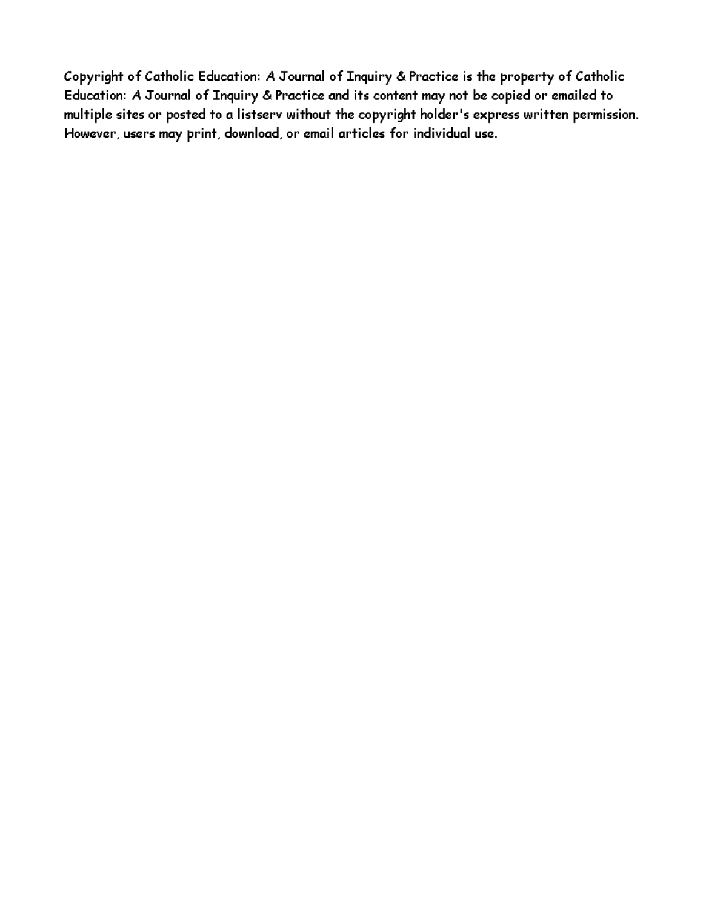Copyright of Catholic Education: A Journal of Inquiry & Practice is the property of Catholic Education: A Journal of Inquiry & Practice and its content may not be copied or emailed to multiple sites or posted to a listserv without the copyright holder's express written permission. However, users may print, download, or email articles for individual use.